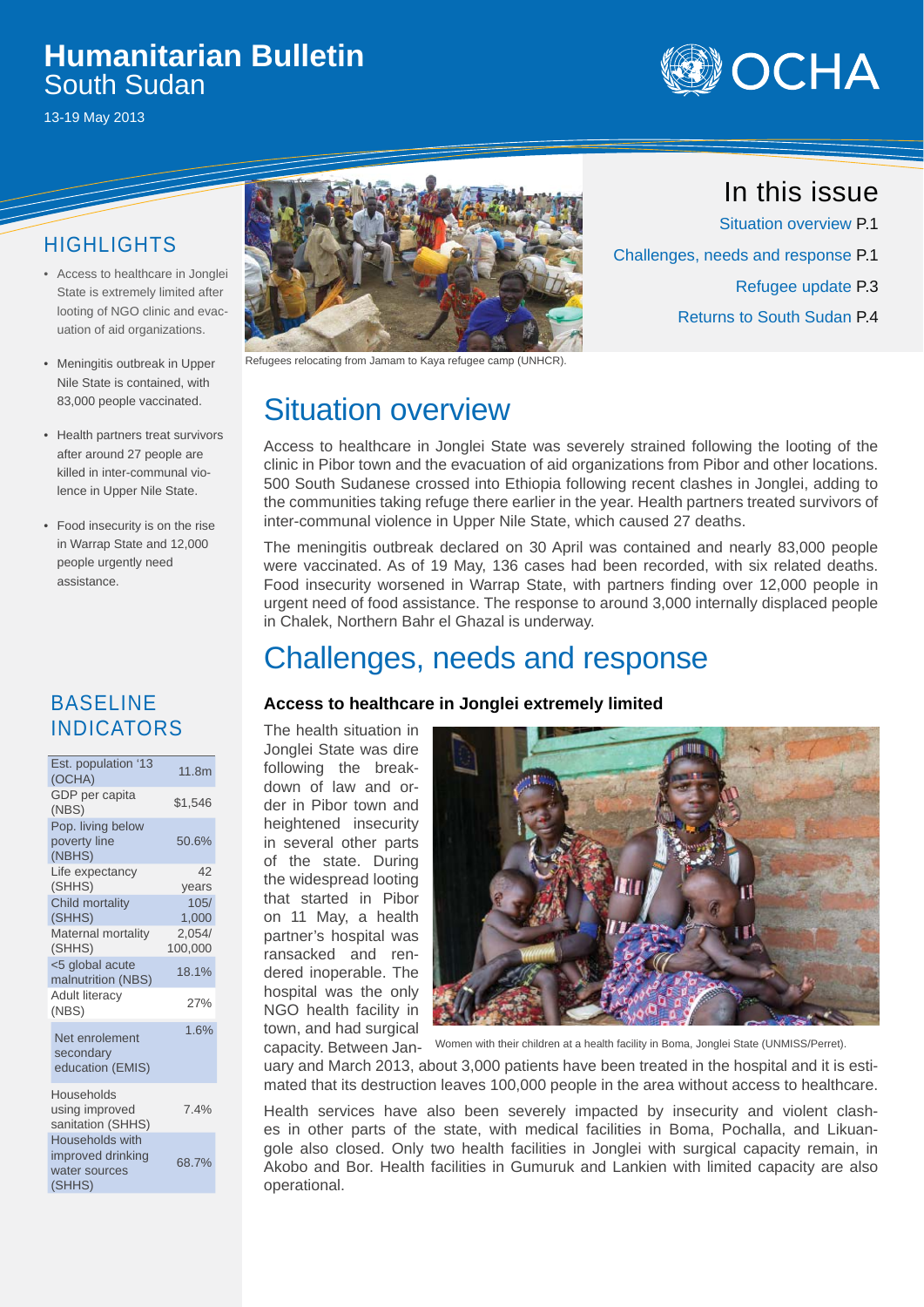# Humanitarian Bulletin
## South Sudan

13-19 May 2013

## HIGHLIGHTS

- Access to healthcare in Jonglei State is extremely limited after looting of NGO clinic and evacuation of aid organizations.
- Meningitis outbreak in Upper Nile State is contained, with 83,000 people vaccinated.
- Health partners treat survivors after around 27 people are killed in inter-communal violence in Upper Nile State.
- Food insecurity is on the rise in Warrap State and 12,000 people urgently need assistance.

## BASELINE INDICATORS

| Indicator | Value |
|---|---|
| Est. population '13 (OCHA) | 11.8m |
| GDP per capita (NBS) | $1,546 |
| Pop. living below poverty line (NBHS) | 50.6% |
| Life expectancy (SHHS) | 42 years |
| Child mortality (SHHS) | 105/ 1,000 |
| Maternal mortality (SHHS) | 2,054/ 100,000 |
| <5 global acute malnutrition (NBS) | 18.1% |
| Adult literacy (NBS) | 27% |
| Net enrolement secondary education (EMIS) | 1.6% |
| Households using improved sanitation (SHHS) | 7.4% |
| Households with improved drinking water sources (SHHS) | 68.7% |

Refugees relocating from Jamam to Kaya refugee camp (UNHCR).

## In this issue

Situation overview P.1

Challenges, needs and response P.1

Refugee update P.3

Returns to South Sudan P.4

# Situation overview

Access to healthcare in Jonglei State was severely strained following the looting of the clinic in Pibor town and the evacuation of aid organizations from Pibor and other locations. 500 South Sudanese crossed into Ethiopia following recent clashes in Jonglei, adding to the communities taking refuge there earlier in the year. Health partners treated survivors of inter-communal violence in Upper Nile State, which caused 27 deaths.

The meningitis outbreak declared on 30 April was contained and nearly 83,000 people were vaccinated. As of 19 May, 136 cases had been recorded, with six related deaths. Food insecurity worsened in Warrap State, with partners finding over 12,000 people in urgent need of food assistance. The response to around 3,000 internally displaced people in Chalek, Northern Bahr el Ghazal is underway.

# Challenges, needs and response

### Access to healthcare in Jonglei extremely limited

The health situation in Jonglei State was dire following the breakdown of law and order in Pibor town and heightened insecurity in several other parts of the state. During the widespread looting that started in Pibor on 11 May, a health partner's hospital was ransacked and rendered inoperable. The hospital was the only NGO health facility in town, and had surgical capacity. Between January and March 2013, about 3,000 patients have been treated in the hospital and it is estimated that its destruction leaves 100,000 people in the area without access to healthcare.

Women with their children at a health facility in Boma, Jonglei State (UNMISS/Perret).

Health services have also been severely impacted by insecurity and violent clashes in other parts of the state, with medical facilities in Boma, Pochalla, and Likuangole also closed. Only two health facilities in Jonglei with surgical capacity remain, in Akobo and Bor. Health facilities in Gumuruk and Lankien with limited capacity are also operational.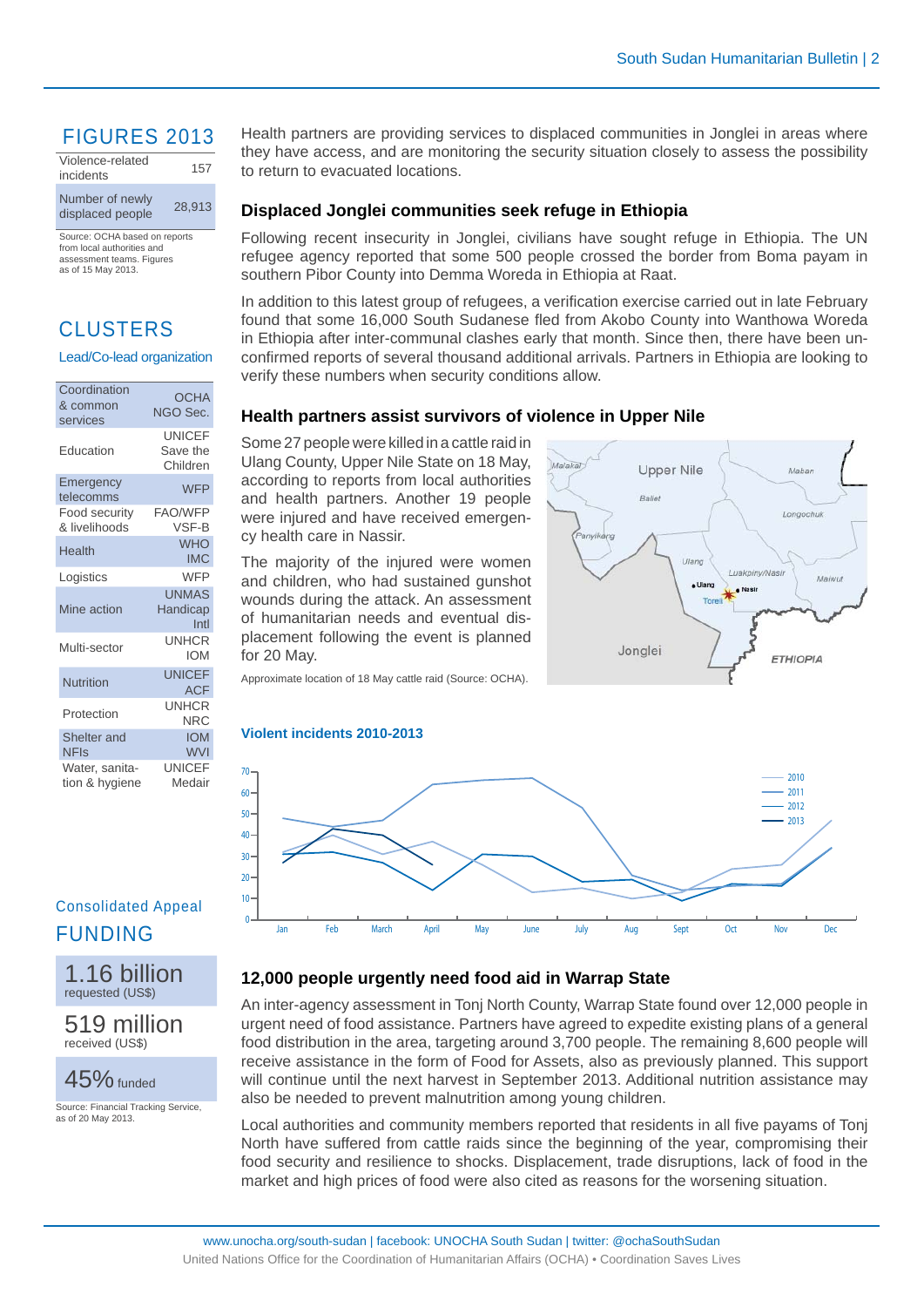## FIGURES 2013

| | |
|---|---|
| Violence-related incidents | 157 |
| Number of newly displaced people | 28,913 |

Source: OCHA based on reports from local authorities and assessment teams. Figures as of 15 May 2013.

## CLUSTERS

Lead/Co-lead organization

| | |
|---|---|
| Coordination & common services | OCHA NGO Sec. |
| Education | UNICEF Save the Children |
| Emergency telecomms | WFP |
| Food security & livelihoods | FAO/WFP VSF-B |
| Health | WHO IMC |
| Logistics | WFP |
| Mine action | UNMAS Handicap Intl |
| Multi-sector | UNHCR IOM |
| Nutrition | UNICEF ACF |
| Protection | UNHCR NRC |
| Shelter and NFIs | IOM WVI |
| Water, sanitation & hygiene | UNICEF Medair |

Consolidated Appeal

## FUNDING

**1.16 billion**
requested (US$)

**519 million**
received (US$)

**45%** funded

Source: Financial Tracking Service, as of 20 May 2013.

Health partners are providing services to displaced communities in Jonglei in areas where they have access, and are monitoring the security situation closely to assess the possibility to return to evacuated locations.

### Displaced Jonglei communities seek refuge in Ethiopia

Following recent insecurity in Jonglei, civilians have sought refuge in Ethiopia. The UN refugee agency reported that some 500 people crossed the border from Boma payam in southern Pibor County into Demma Woreda in Ethiopia at Raat.

In addition to this latest group of refugees, a verification exercise carried out in late February found that some 16,000 South Sudanese fled from Akobo County into Wanthowa Woreda in Ethiopia after inter-communal clashes early that month. Since then, there have been unconfirmed reports of several thousand additional arrivals. Partners in Ethiopia are looking to verify these numbers when security conditions allow.

### Health partners assist survivors of violence in Upper Nile

Some 27 people were killed in a cattle raid in Ulang County, Upper Nile State on 18 May, according to reports from local authorities and health partners. Another 19 people were injured and have received emergency health care in Nassir.

The majority of the injured were women and children, who had sustained gunshot wounds during the attack. An assessment of humanitarian needs and eventual displacement following the event is planned for 20 May.

Approximate location of 18 May cattle raid (Source: OCHA).

**Violent incidents 2010-2013**

### 12,000 people urgently need food aid in Warrap State

An inter-agency assessment in Tonj North County, Warrap State found over 12,000 people in urgent need of food assistance. Partners have agreed to expedite existing plans of a general food distribution in the area, targeting around 3,700 people. The remaining 8,600 people will receive assistance in the form of Food for Assets, also as previously planned. This support will continue until the next harvest in September 2013. Additional nutrition assistance may also be needed to prevent malnutrition among young children.

Local authorities and community members reported that residents in all five payams of Tonj North have suffered from cattle raids since the beginning of the year, compromising their food security and resilience to shocks. Displacement, trade disruptions, lack of food in the market and high prices of food were also cited as reasons for the worsening situation.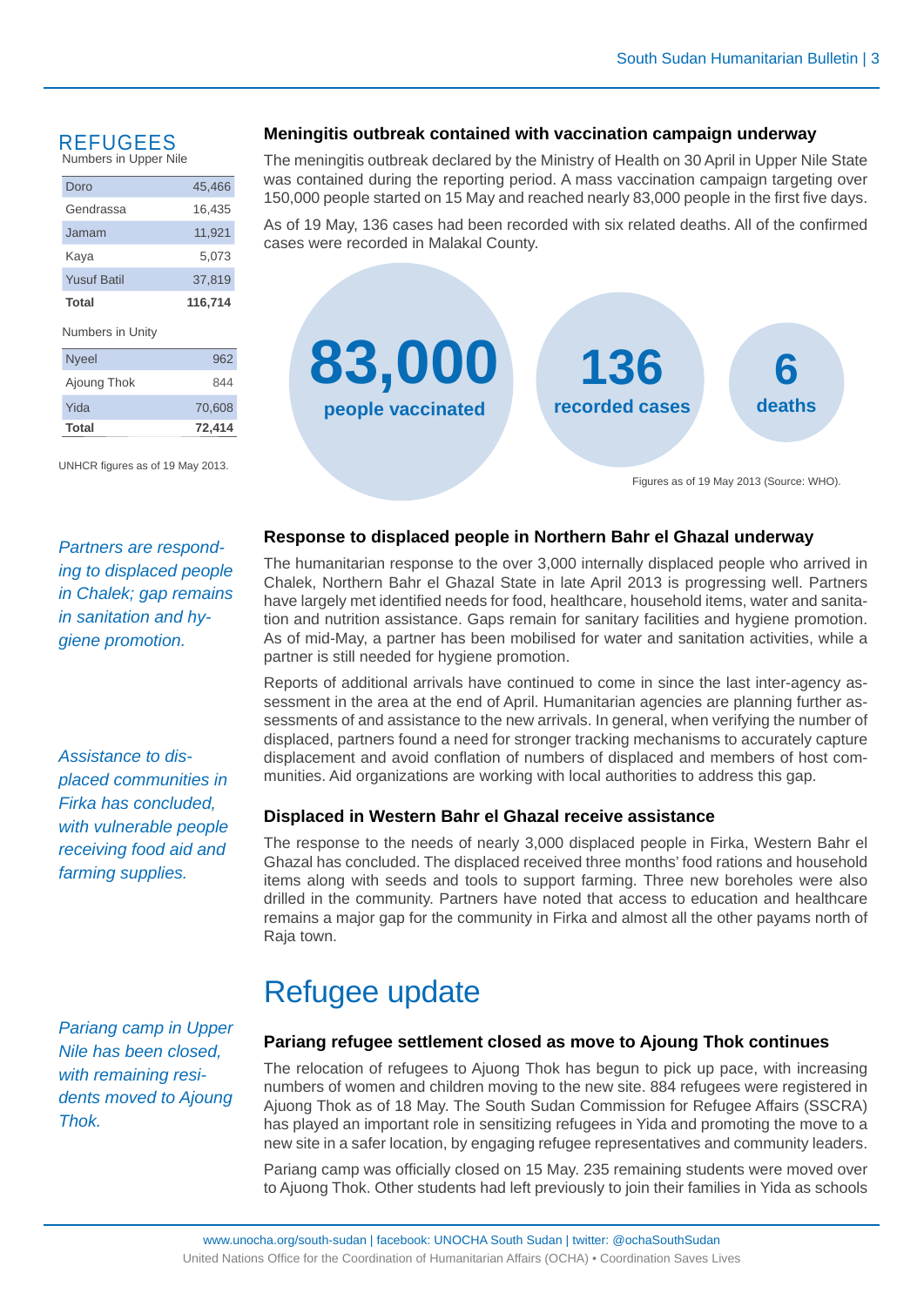## REFUGEES

Numbers in Upper Nile

| | |
|---|---|
| Doro | 45,466 |
| Gendrassa | 16,435 |
| Jamam | 11,921 |
| Kaya | 5,073 |
| Yusuf Batil | 37,819 |
| **Total** | **116,714** |

Numbers in Unity

| | |
|---|---|
| Nyeel | 962 |
| Ajoung Thok | 844 |
| Yida | 70,608 |
| **Total** | **72,414** |

UNHCR figures as of 19 May 2013.

### Meningitis outbreak contained with vaccination campaign underway

The meningitis outbreak declared by the Ministry of Health on 30 April in Upper Nile State was contained during the reporting period. A mass vaccination campaign targeting over 150,000 people started on 15 May and reached nearly 83,000 people in the first five days.

As of 19 May, 136 cases had been recorded with six related deaths. All of the confirmed cases were recorded in Malakal County.

**83,000** people vaccinated

**136** recorded cases

**6** deaths

Figures as of 19 May 2013 (Source: WHO).

*Partners are responding to displaced people in Chalek; gap remains in sanitation and hygiene promotion.*

### Response to displaced people in Northern Bahr el Ghazal underway

The humanitarian response to the over 3,000 internally displaced people who arrived in Chalek, Northern Bahr el Ghazal State in late April 2013 is progressing well. Partners have largely met identified needs for food, healthcare, household items, water and sanitation and nutrition assistance. Gaps remain for sanitary facilities and hygiene promotion. As of mid-May, a partner has been mobilised for water and sanitation activities, while a partner is still needed for hygiene promotion.

Reports of additional arrivals have continued to come in since the last inter-agency assessment in the area at the end of April. Humanitarian agencies are planning further assessments of and assistance to the new arrivals. In general, when verifying the number of displaced, partners found a need for stronger tracking mechanisms to accurately capture displacement and avoid conflation of numbers of displaced and members of host communities. Aid organizations are working with local authorities to address this gap.

*Assistance to displaced communities in Firka has concluded, with vulnerable people receiving food aid and farming supplies.*

### Displaced in Western Bahr el Ghazal receive assistance

The response to the needs of nearly 3,000 displaced people in Firka, Western Bahr el Ghazal has concluded. The displaced received three months' food rations and household items along with seeds and tools to support farming. Three new boreholes were also drilled in the community. Partners have noted that access to education and healthcare remains a major gap for the community in Firka and almost all the other payams north of Raja town.

# Refugee update

*Pariang camp in Upper Nile has been closed, with remaining residents moved to Ajoung Thok.*

### Pariang refugee settlement closed as move to Ajoung Thok continues

The relocation of refugees to Ajuong Thok has begun to pick up pace, with increasing numbers of women and children moving to the new site. 884 refugees were registered in Ajuong Thok as of 18 May. The South Sudan Commission for Refugee Affairs (SSCRA) has played an important role in sensitizing refugees in Yida and promoting the move to a new site in a safer location, by engaging refugee representatives and community leaders.

Pariang camp was officially closed on 15 May. 235 remaining students were moved over to Ajuong Thok. Other students had left previously to join their families in Yida as schools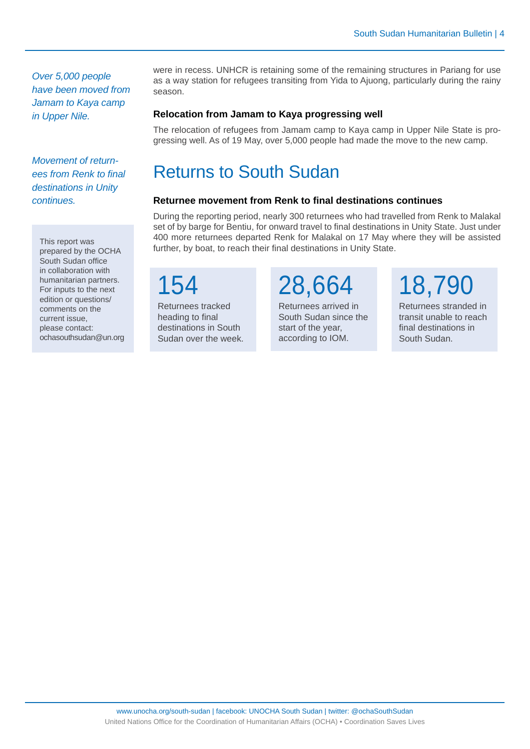*Over 5,000 people have been moved from Jamam to Kaya camp in Upper Nile.*

*Movement of returnees from Renk to final destinations in Unity continues.*

This report was prepared by the OCHA South Sudan office in collaboration with humanitarian partners. For inputs to the next edition or questions/ comments on the current issue, please contact: ochasouthsudan@un.org

were in recess. UNHCR is retaining some of the remaining structures in Pariang for use as a way station for refugees transiting from Yida to Ajuong, particularly during the rainy season.

**Relocation from Jamam to Kaya progressing well**

The relocation of refugees from Jamam camp to Kaya camp in Upper Nile State is progressing well. As of 19 May, over 5,000 people had made the move to the new camp.

# Returns to South Sudan

**Returnee movement from Renk to final destinations continues**

During the reporting period, nearly 300 returnees who had travelled from Renk to Malakal set of by barge for Bentiu, for onward travel to final destinations in Unity State. Just under 400 more returnees departed Renk for Malakal on 17 May where they will be assisted further, by boat, to reach their final destinations in Unity State.

**154**
Returnees tracked heading to final destinations in South Sudan over the week.

**28,664**
Returnees arrived in South Sudan since the start of the year, according to IOM.

**18,790**
Returnees stranded in transit unable to reach final destinations in South Sudan.